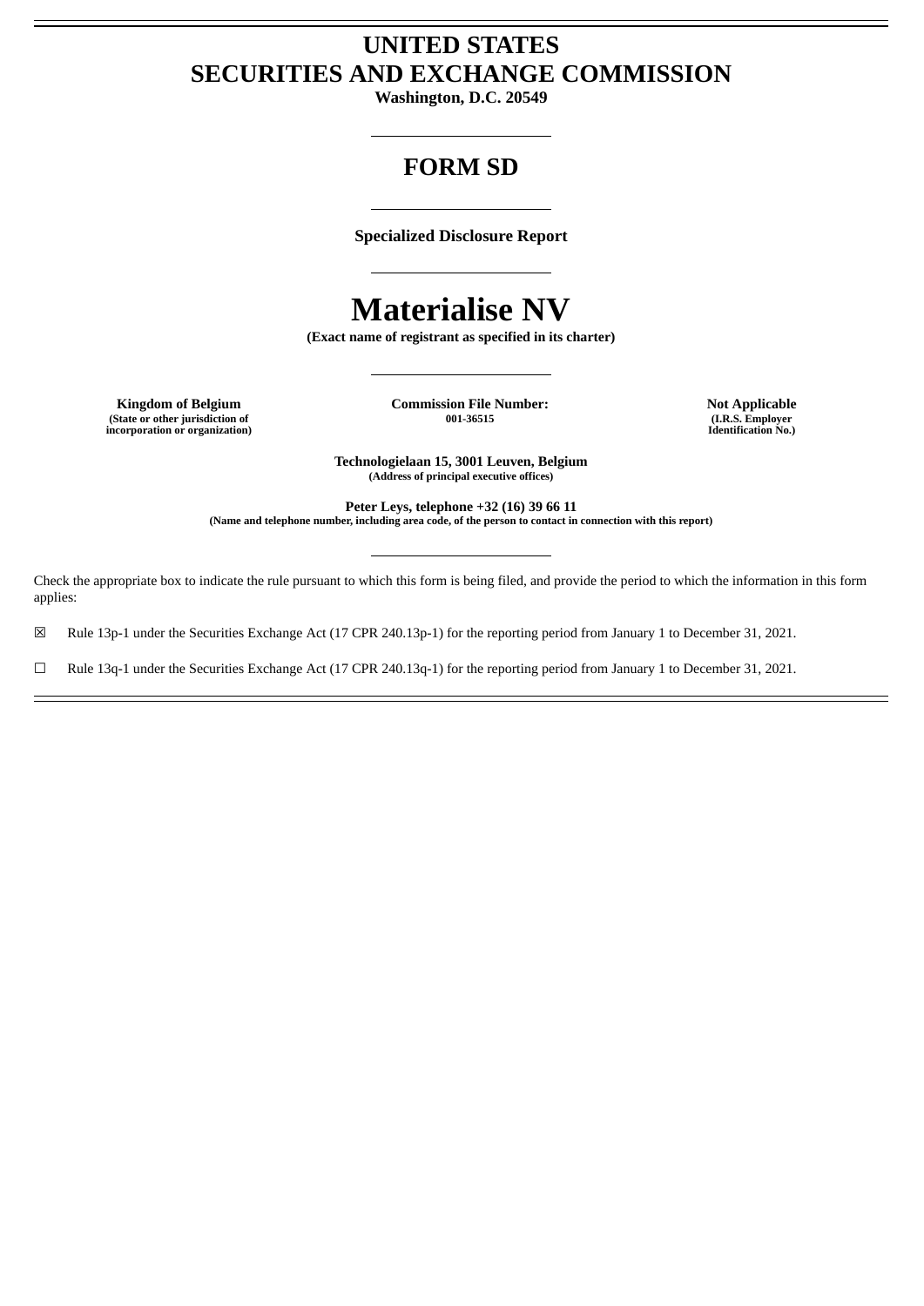# UNITED STATES
# SECURITIES AND EXCHANGE COMMISSION

**Washington, D.C. 20549**

## FORM SD

**Specialized Disclosure Report**

# Materialise NV

**(Exact name of registrant as specified in its charter)**

| Kingdom of Belgium | Commission File Number: | Not Applicable |
| --- | --- | --- |
| (State or other jurisdiction of incorporation or organization) | 001-36515 | (I.R.S. Employer Identification No.) |

**Technologielaan 15, 3001 Leuven, Belgium**
**(Address of principal executive offices)**

**Peter Leys, telephone +32 (16) 39 66 11**
**(Name and telephone number, including area code, of the person to contact in connection with this report)**

Check the appropriate box to indicate the rule pursuant to which this form is being filed, and provide the period to which the information in this form applies:

☒ Rule 13p-1 under the Securities Exchange Act (17 CPR 240.13p-1) for the reporting period from January 1 to December 31, 2021.

☐ Rule 13q-1 under the Securities Exchange Act (17 CPR 240.13q-1) for the reporting period from January 1 to December 31, 2021.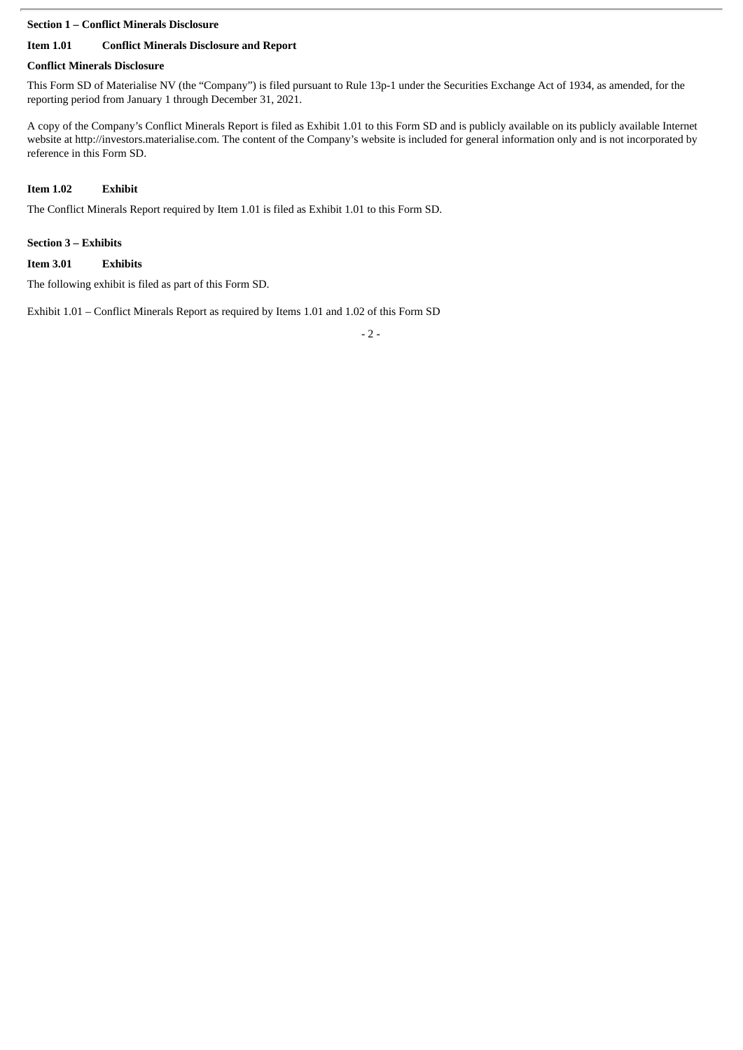## Section 1 – Conflict Minerals Disclosure

### Item 1.01 Conflict Minerals Disclosure and Report

**Conflict Minerals Disclosure**

This Form SD of Materialise NV (the "Company") is filed pursuant to Rule 13p-1 under the Securities Exchange Act of 1934, as amended, for the reporting period from January 1 through December 31, 2021.

A copy of the Company's Conflict Minerals Report is filed as Exhibit 1.01 to this Form SD and is publicly available on its publicly available Internet website at http://investors.materialise.com. The content of the Company's website is included for general information only and is not incorporated by reference in this Form SD.

### Item 1.02 Exhibit

The Conflict Minerals Report required by Item 1.01 is filed as Exhibit 1.01 to this Form SD.

## Section 3 – Exhibits

### Item 3.01 Exhibits

The following exhibit is filed as part of this Form SD.

Exhibit 1.01 – Conflict Minerals Report as required by Items 1.01 and 1.02 of this Form SD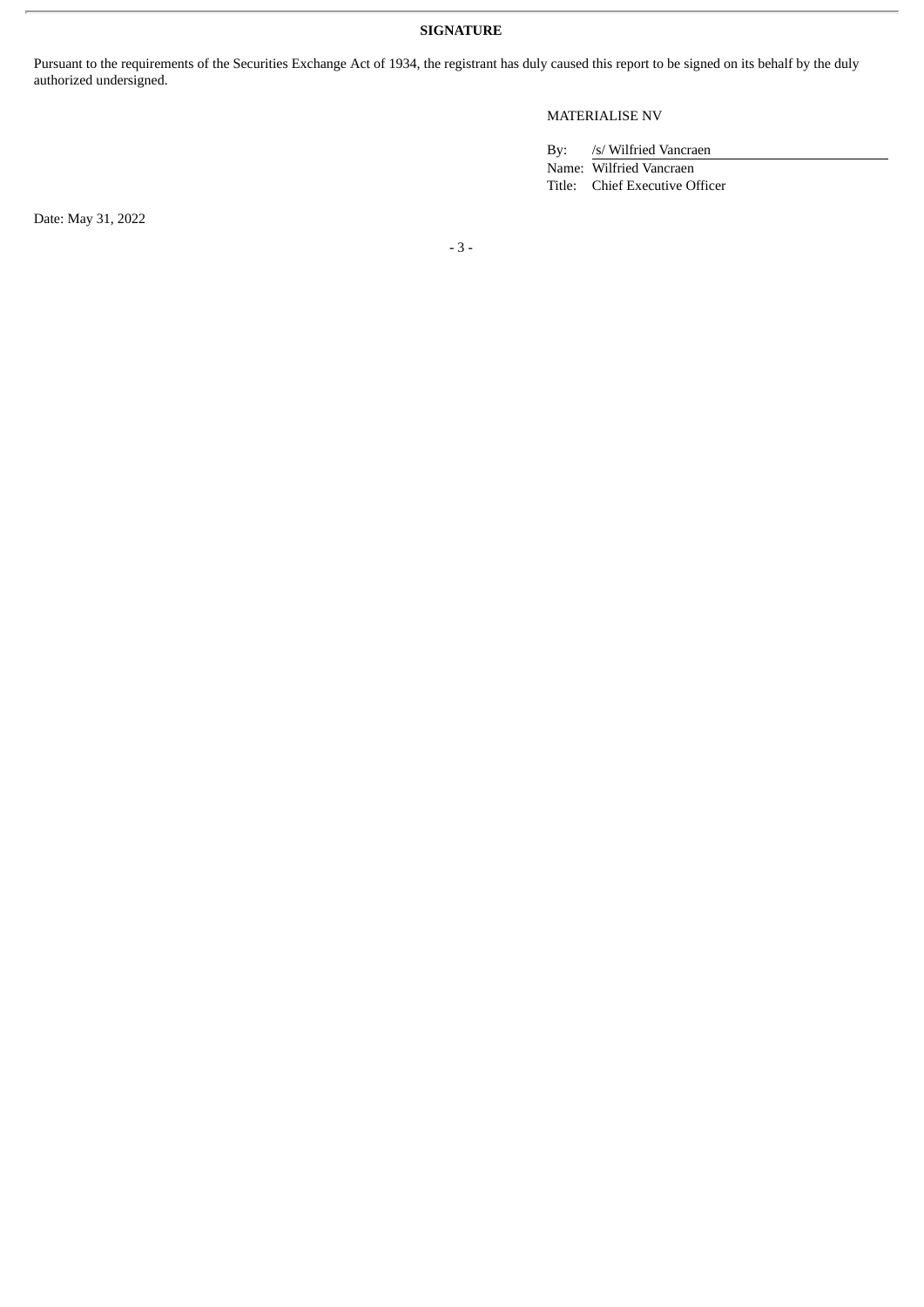**SIGNATURE**

Pursuant to the requirements of the Securities Exchange Act of 1934, the registrant has duly caused this report to be signed on its behalf by the duly authorized undersigned.

MATERIALISE NV

By: /s/ Wilfried Vancraen
Name: Wilfried Vancraen
Title: Chief Executive Officer

Date: May 31, 2022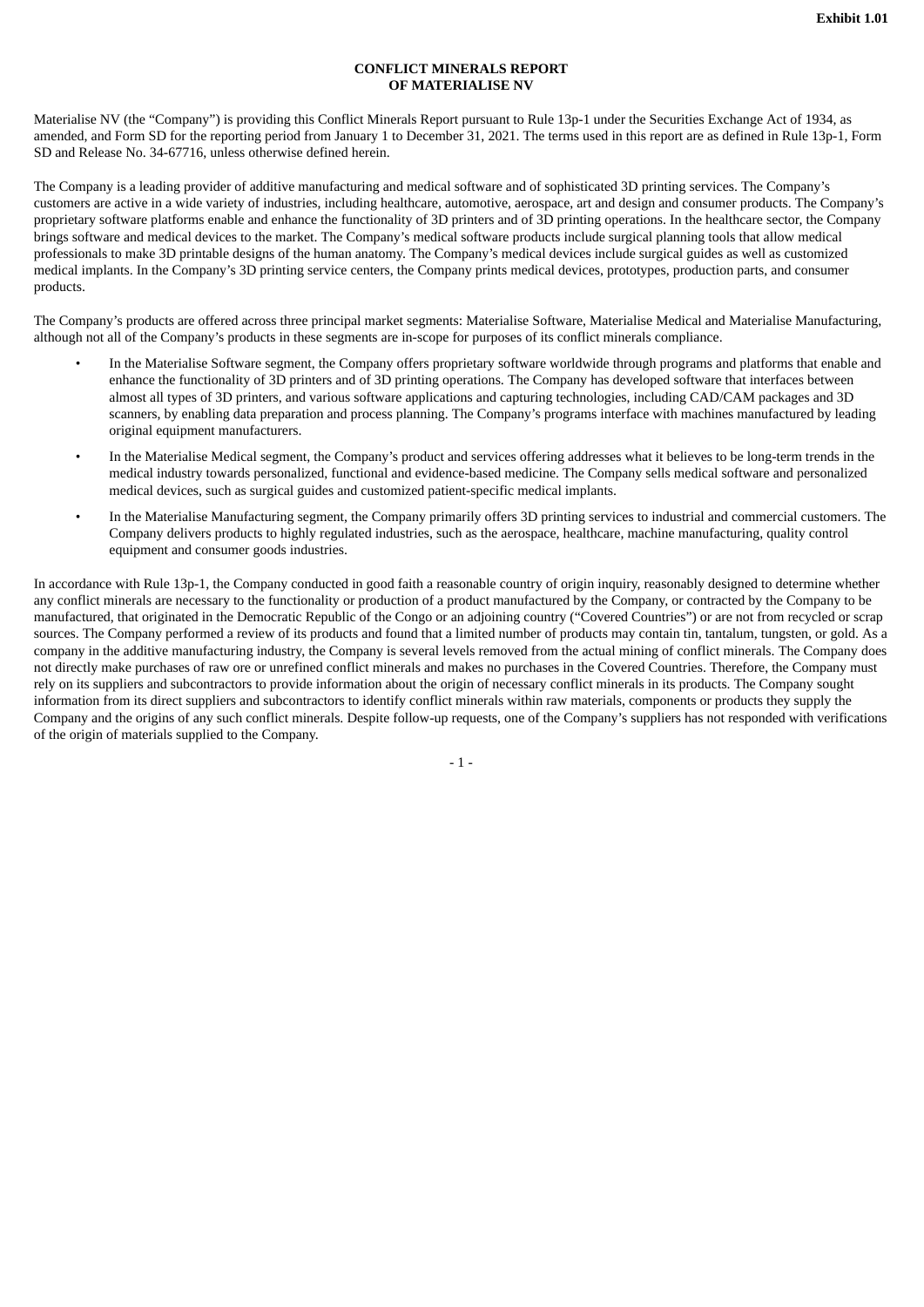**Exhibit 1.01**

# CONFLICT MINERALS REPORT
# OF MATERIALISE NV

Materialise NV (the "Company") is providing this Conflict Minerals Report pursuant to Rule 13p-1 under the Securities Exchange Act of 1934, as amended, and Form SD for the reporting period from January 1 to December 31, 2021. The terms used in this report are as defined in Rule 13p-1, Form SD and Release No. 34-67716, unless otherwise defined herein.

The Company is a leading provider of additive manufacturing and medical software and of sophisticated 3D printing services. The Company's customers are active in a wide variety of industries, including healthcare, automotive, aerospace, art and design and consumer products. The Company's proprietary software platforms enable and enhance the functionality of 3D printers and of 3D printing operations. In the healthcare sector, the Company brings software and medical devices to the market. The Company's medical software products include surgical planning tools that allow medical professionals to make 3D printable designs of the human anatomy. The Company's medical devices include surgical guides as well as customized medical implants. In the Company's 3D printing service centers, the Company prints medical devices, prototypes, production parts, and consumer products.

The Company's products are offered across three principal market segments: Materialise Software, Materialise Medical and Materialise Manufacturing, although not all of the Company's products in these segments are in-scope for purposes of its conflict minerals compliance.

- In the Materialise Software segment, the Company offers proprietary software worldwide through programs and platforms that enable and enhance the functionality of 3D printers and of 3D printing operations. The Company has developed software that interfaces between almost all types of 3D printers, and various software applications and capturing technologies, including CAD/CAM packages and 3D scanners, by enabling data preparation and process planning. The Company's programs interface with machines manufactured by leading original equipment manufacturers.
- In the Materialise Medical segment, the Company's product and services offering addresses what it believes to be long-term trends in the medical industry towards personalized, functional and evidence-based medicine. The Company sells medical software and personalized medical devices, such as surgical guides and customized patient-specific medical implants.
- In the Materialise Manufacturing segment, the Company primarily offers 3D printing services to industrial and commercial customers. The Company delivers products to highly regulated industries, such as the aerospace, healthcare, machine manufacturing, quality control equipment and consumer goods industries.

In accordance with Rule 13p-1, the Company conducted in good faith a reasonable country of origin inquiry, reasonably designed to determine whether any conflict minerals are necessary to the functionality or production of a product manufactured by the Company, or contracted by the Company to be manufactured, that originated in the Democratic Republic of the Congo or an adjoining country ("Covered Countries") or are not from recycled or scrap sources. The Company performed a review of its products and found that a limited number of products may contain tin, tantalum, tungsten, or gold. As a company in the additive manufacturing industry, the Company is several levels removed from the actual mining of conflict minerals. The Company does not directly make purchases of raw ore or unrefined conflict minerals and makes no purchases in the Covered Countries. Therefore, the Company must rely on its suppliers and subcontractors to provide information about the origin of necessary conflict minerals in its products. The Company sought information from its direct suppliers and subcontractors to identify conflict minerals within raw materials, components or products they supply the Company and the origins of any such conflict minerals. Despite follow-up requests, one of the Company's suppliers has not responded with verifications of the origin of materials supplied to the Company.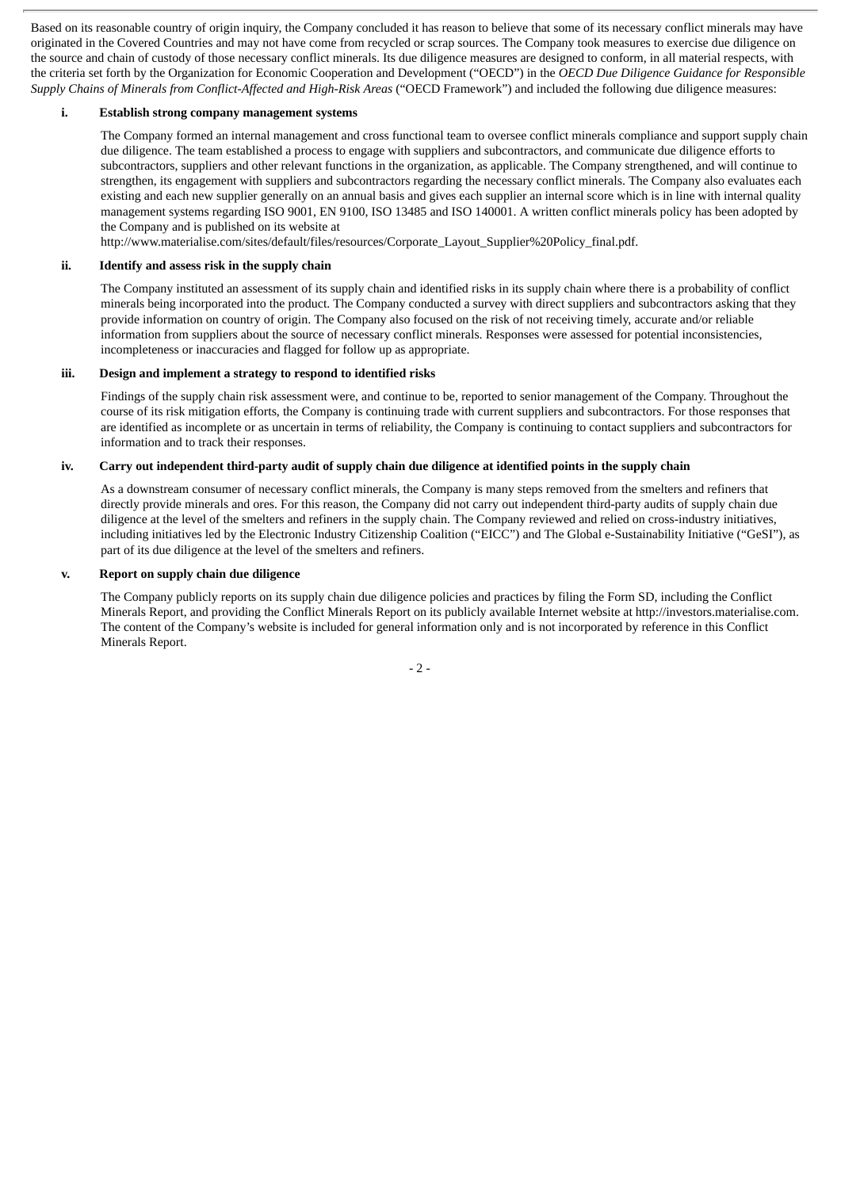Based on its reasonable country of origin inquiry, the Company concluded it has reason to believe that some of its necessary conflict minerals may have originated in the Covered Countries and may not have come from recycled or scrap sources. The Company took measures to exercise due diligence on the source and chain of custody of those necessary conflict minerals. Its due diligence measures are designed to conform, in all material respects, with the criteria set forth by the Organization for Economic Cooperation and Development ("OECD") in the *OECD Due Diligence Guidance for Responsible Supply Chains of Minerals from Conflict-Affected and High-Risk Areas* ("OECD Framework") and included the following due diligence measures:

**i. Establish strong company management systems**

The Company formed an internal management and cross functional team to oversee conflict minerals compliance and support supply chain due diligence. The team established a process to engage with suppliers and subcontractors, and communicate due diligence efforts to subcontractors, suppliers and other relevant functions in the organization, as applicable. The Company strengthened, and will continue to strengthen, its engagement with suppliers and subcontractors regarding the necessary conflict minerals. The Company also evaluates each existing and each new supplier generally on an annual basis and gives each supplier an internal score which is in line with internal quality management systems regarding ISO 9001, EN 9100, ISO 13485 and ISO 140001. A written conflict minerals policy has been adopted by the Company and is published on its website at http://www.materialise.com/sites/default/files/resources/Corporate_Layout_Supplier%20Policy_final.pdf.

**ii. Identify and assess risk in the supply chain**

The Company instituted an assessment of its supply chain and identified risks in its supply chain where there is a probability of conflict minerals being incorporated into the product. The Company conducted a survey with direct suppliers and subcontractors asking that they provide information on country of origin. The Company also focused on the risk of not receiving timely, accurate and/or reliable information from suppliers about the source of necessary conflict minerals. Responses were assessed for potential inconsistencies, incompleteness or inaccuracies and flagged for follow up as appropriate.

**iii. Design and implement a strategy to respond to identified risks**

Findings of the supply chain risk assessment were, and continue to be, reported to senior management of the Company. Throughout the course of its risk mitigation efforts, the Company is continuing trade with current suppliers and subcontractors. For those responses that are identified as incomplete or as uncertain in terms of reliability, the Company is continuing to contact suppliers and subcontractors for information and to track their responses.

**iv. Carry out independent third-party audit of supply chain due diligence at identified points in the supply chain**

As a downstream consumer of necessary conflict minerals, the Company is many steps removed from the smelters and refiners that directly provide minerals and ores. For this reason, the Company did not carry out independent third-party audits of supply chain due diligence at the level of the smelters and refiners in the supply chain. The Company reviewed and relied on cross-industry initiatives, including initiatives led by the Electronic Industry Citizenship Coalition ("EICC") and The Global e-Sustainability Initiative ("GeSI"), as part of its due diligence at the level of the smelters and refiners.

**v. Report on supply chain due diligence**

The Company publicly reports on its supply chain due diligence policies and practices by filing the Form SD, including the Conflict Minerals Report, and providing the Conflict Minerals Report on its publicly available Internet website at http://investors.materialise.com. The content of the Company's website is included for general information only and is not incorporated by reference in this Conflict Minerals Report.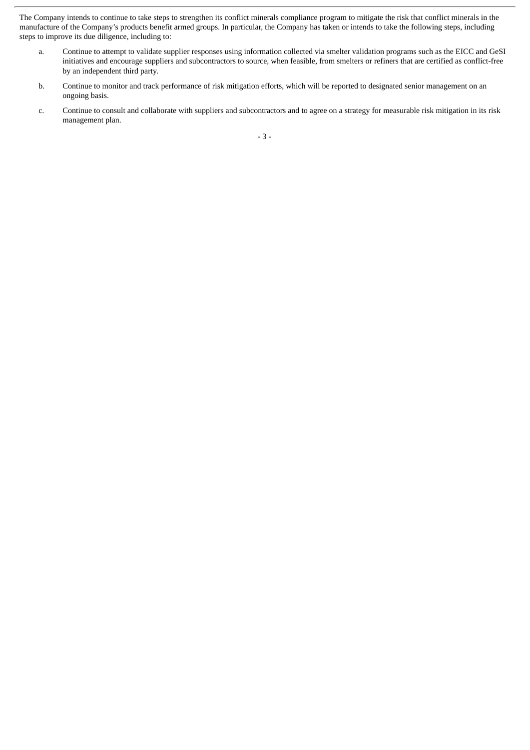The Company intends to continue to take steps to strengthen its conflict minerals compliance program to mitigate the risk that conflict minerals in the manufacture of the Company's products benefit armed groups. In particular, the Company has taken or intends to take the following steps, including steps to improve its due diligence, including to:

a. Continue to attempt to validate supplier responses using information collected via smelter validation programs such as the EICC and GeSI initiatives and encourage suppliers and subcontractors to source, when feasible, from smelters or refiners that are certified as conflict-free by an independent third party.

b. Continue to monitor and track performance of risk mitigation efforts, which will be reported to designated senior management on an ongoing basis.

c. Continue to consult and collaborate with suppliers and subcontractors and to agree on a strategy for measurable risk mitigation in its risk management plan.